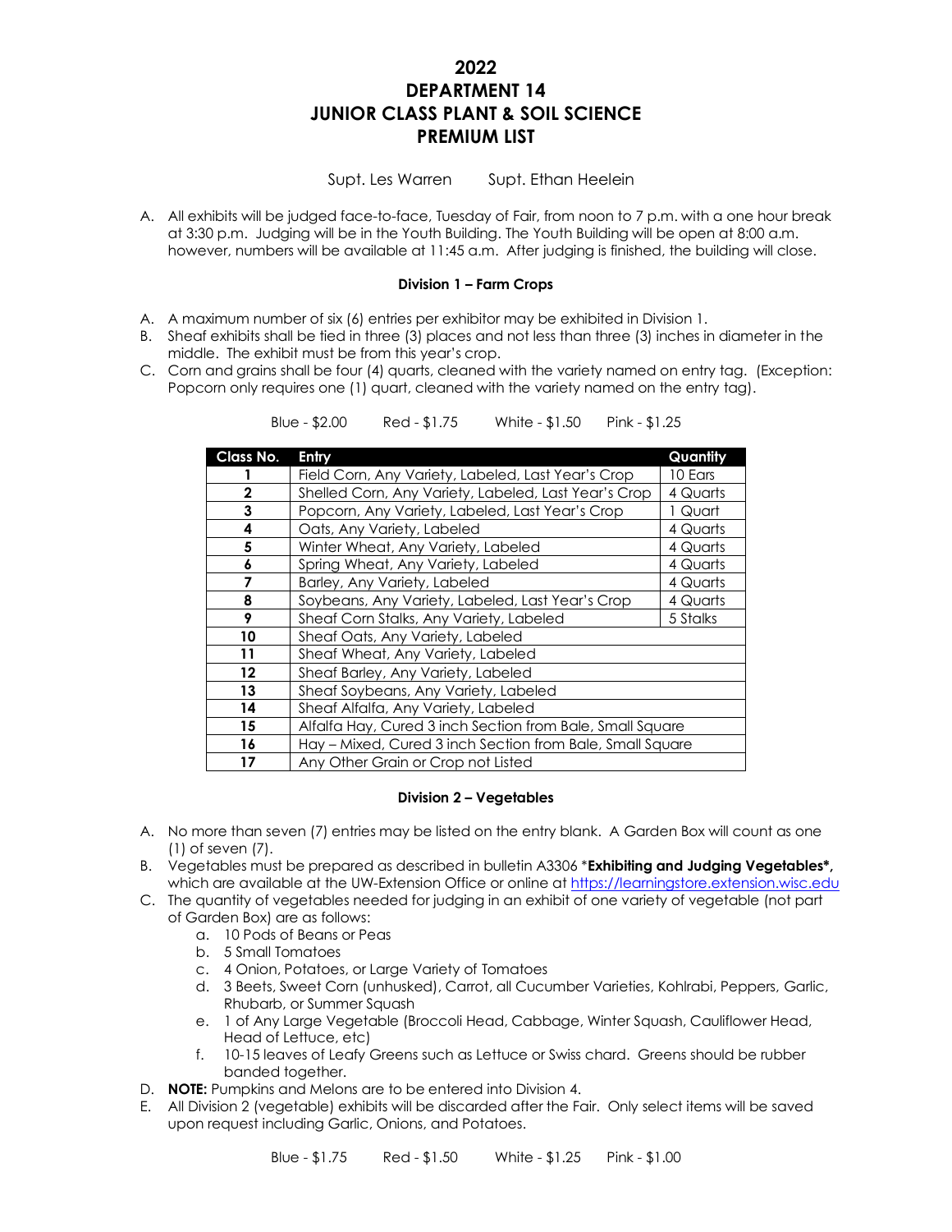# 2022
# DEPARTMENT 14
# JUNIOR CLASS PLANT & SOIL SCIENCE
# PREMIUM LIST

Supt. Les Warren Supt. Ethan Heelein

A. All exhibits will be judged face-to-face, Tuesday of Fair, from noon to 7 p.m. with a one hour break at 3:30 p.m. Judging will be in the Youth Building. The Youth Building will be open at 8:00 a.m. however, numbers will be available at 11:45 a.m. After judging is finished, the building will close.

### Division 1 – Farm Crops

A. A maximum number of six (6) entries per exhibitor may be exhibited in Division 1.
B. Sheaf exhibits shall be tied in three (3) places and not less than three (3) inches in diameter in the middle. The exhibit must be from this year's crop.
C. Corn and grains shall be four (4) quarts, cleaned with the variety named on entry tag. (Exception: Popcorn only requires one (1) quart, cleaned with the variety named on the entry tag).

Blue - $2.00 Red - $1.75 White - $1.50 Pink - $1.25

| Class No. | Entry | Quantity |
|---|---|---|
| 1 | Field Corn, Any Variety, Labeled, Last Year's Crop | 10 Ears |
| 2 | Shelled Corn, Any Variety, Labeled, Last Year's Crop | 4 Quarts |
| 3 | Popcorn, Any Variety, Labeled, Last Year's Crop | 1 Quart |
| 4 | Oats, Any Variety, Labeled | 4 Quarts |
| 5 | Winter Wheat, Any Variety, Labeled | 4 Quarts |
| 6 | Spring Wheat, Any Variety, Labeled | 4 Quarts |
| 7 | Barley, Any Variety, Labeled | 4 Quarts |
| 8 | Soybeans, Any Variety, Labeled, Last Year's Crop | 4 Quarts |
| 9 | Sheaf Corn Stalks, Any Variety, Labeled | 5 Stalks |
| 10 | Sheaf Oats, Any Variety, Labeled | |
| 11 | Sheaf Wheat, Any Variety, Labeled | |
| 12 | Sheaf Barley, Any Variety, Labeled | |
| 13 | Sheaf Soybeans, Any Variety, Labeled | |
| 14 | Sheaf Alfalfa, Any Variety, Labeled | |
| 15 | Alfalfa Hay, Cured 3 inch Section from Bale, Small Square | |
| 16 | Hay – Mixed, Cured 3 inch Section from Bale, Small Square | |
| 17 | Any Other Grain or Crop not Listed | |

### Division 2 – Vegetables

A. No more than seven (7) entries may be listed on the entry blank. A Garden Box will count as one (1) of seven (7).
B. Vegetables must be prepared as described in bulletin A3306 ***Exhibiting and Judging Vegetables*,** which are available at the UW-Extension Office or online at https://learningstore.extension.wisc.edu
C. The quantity of vegetables needed for judging in an exhibit of one variety of vegetable (not part of Garden Box) are as follows:
   a. 10 Pods of Beans or Peas
   b. 5 Small Tomatoes
   c. 4 Onion, Potatoes, or Large Variety of Tomatoes
   d. 3 Beets, Sweet Corn (unhusked), Carrot, all Cucumber Varieties, Kohlrabi, Peppers, Garlic, Rhubarb, or Summer Squash
   e. 1 of Any Large Vegetable (Broccoli Head, Cabbage, Winter Squash, Cauliflower Head, Head of Lettuce, etc)
   f. 10-15 leaves of Leafy Greens such as Lettuce or Swiss chard. Greens should be rubber banded together.
D. **NOTE:** Pumpkins and Melons are to be entered into Division 4.
E. All Division 2 (vegetable) exhibits will be discarded after the Fair. Only select items will be saved upon request including Garlic, Onions, and Potatoes.

Blue - $1.75 Red - $1.50 White - $1.25 Pink - $1.00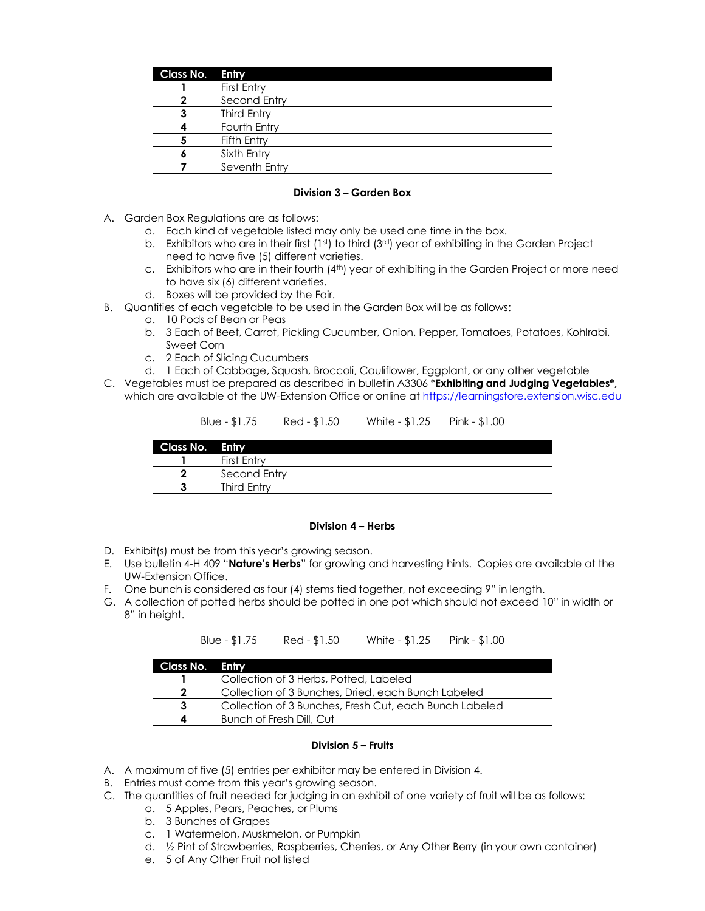| Class No. | Entry |
|---|---|
| 1 | First Entry |
| 2 | Second Entry |
| 3 | Third Entry |
| 4 | Fourth Entry |
| 5 | Fifth Entry |
| 6 | Sixth Entry |
| 7 | Seventh Entry |

**Division 3 – Garden Box**

A. Garden Box Regulations are as follows:
   a. Each kind of vegetable listed may only be used one time in the box.
   b. Exhibitors who are in their first (1st) to third (3rd) year of exhibiting in the Garden Project need to have five (5) different varieties.
   c. Exhibitors who are in their fourth (4th) year of exhibiting in the Garden Project or more need to have six (6) different varieties.
   d. Boxes will be provided by the Fair.

B. Quantities of each vegetable to be used in the Garden Box will be as follows:
   a. 10 Pods of Bean or Peas
   b. 3 Each of Beet, Carrot, Pickling Cucumber, Onion, Pepper, Tomatoes, Potatoes, Kohlrabi, Sweet Corn
   c. 2 Each of Slicing Cucumbers
   d. 1 Each of Cabbage, Squash, Broccoli, Cauliflower, Eggplant, or any other vegetable

C. Vegetables must be prepared as described in bulletin A3306 ***Exhibiting and Judging Vegetables*,** which are available at the UW-Extension Office or online at https://learningstore.extension.wisc.edu

Blue - $1.75 Red - $1.50 White - $1.25 Pink - $1.00

| Class No. | Entry |
|---|---|
| 1 | First Entry |
| 2 | Second Entry |
| 3 | Third Entry |

**Division 4 – Herbs**

D. Exhibit(s) must be from this year's growing season.

E. Use bulletin 4-H 409 "**Nature's Herbs**" for growing and harvesting hints. Copies are available at the UW-Extension Office.

F. One bunch is considered as four (4) stems tied together, not exceeding 9" in length.

G. A collection of potted herbs should be potted in one pot which should not exceed 10" in width or 8" in height.

Blue - $1.75 Red - $1.50 White - $1.25 Pink - $1.00

| Class No. | Entry |
|---|---|
| 1 | Collection of 3 Herbs, Potted, Labeled |
| 2 | Collection of 3 Bunches, Dried, each Bunch Labeled |
| 3 | Collection of 3 Bunches, Fresh Cut, each Bunch Labeled |
| 4 | Bunch of Fresh Dill, Cut |

**Division 5 – Fruits**

A. A maximum of five (5) entries per exhibitor may be entered in Division 4.

B. Entries must come from this year's growing season.

C. The quantities of fruit needed for judging in an exhibit of one variety of fruit will be as follows:
   a. 5 Apples, Pears, Peaches, or Plums
   b. 3 Bunches of Grapes
   c. 1 Watermelon, Muskmelon, or Pumpkin
   d. ½ Pint of Strawberries, Raspberries, Cherries, or Any Other Berry (in your own container)
   e. 5 of Any Other Fruit not listed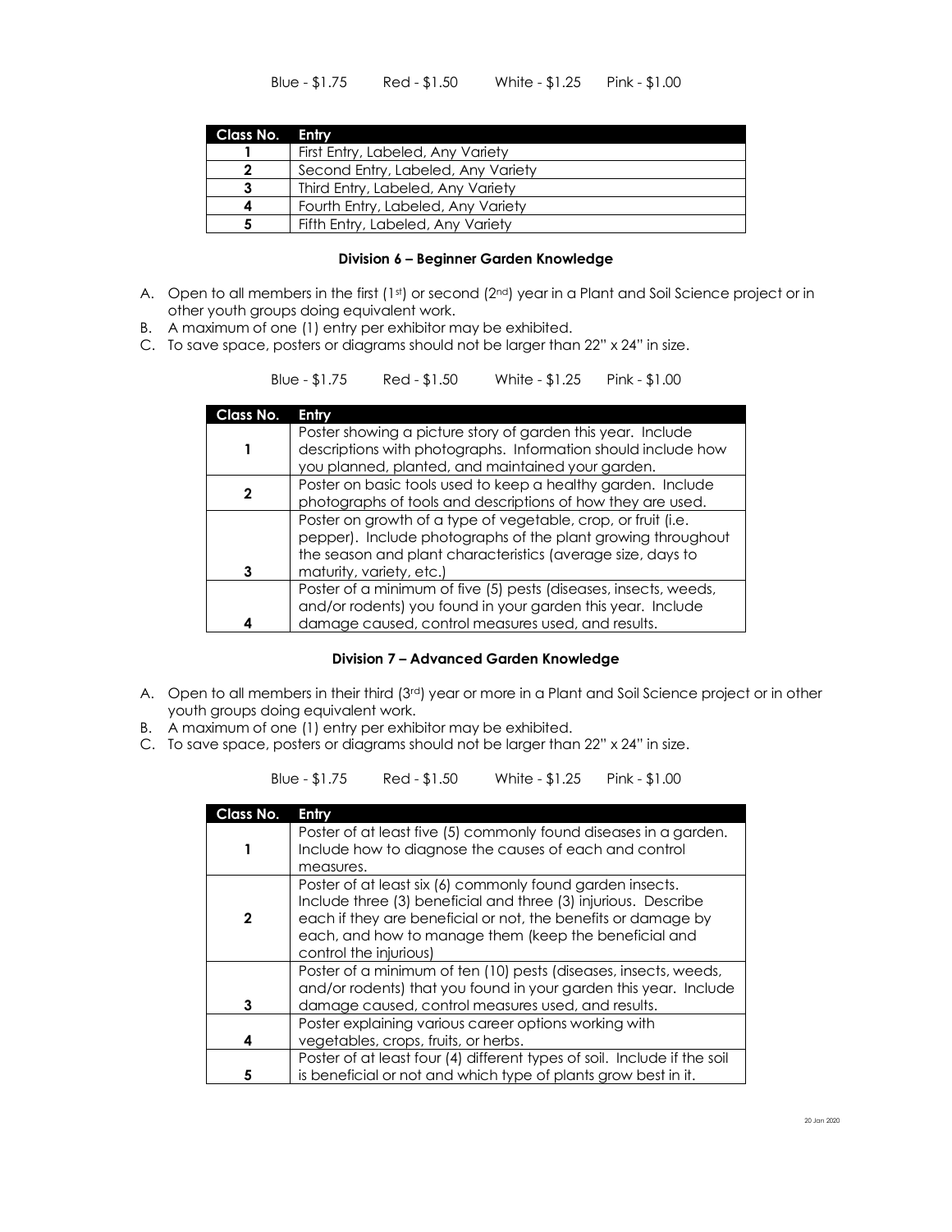Blue - $1.75 Red - $1.50 White - $1.25 Pink - $1.00

| Class No. | Entry |
|---|---|
| 1 | First Entry, Labeled, Any Variety |
| 2 | Second Entry, Labeled, Any Variety |
| 3 | Third Entry, Labeled, Any Variety |
| 4 | Fourth Entry, Labeled, Any Variety |
| 5 | Fifth Entry, Labeled, Any Variety |

### Division 6 – Beginner Garden Knowledge

A. Open to all members in the first (1st) or second (2nd) year in a Plant and Soil Science project or in other youth groups doing equivalent work.
B. A maximum of one (1) entry per exhibitor may be exhibited.
C. To save space, posters or diagrams should not be larger than 22" x 24" in size.

Blue - $1.75 Red - $1.50 White - $1.25 Pink - $1.00

| Class No. | Entry |
|---|---|
| 1 | Poster showing a picture story of garden this year. Include descriptions with photographs. Information should include how you planned, planted, and maintained your garden. |
| 2 | Poster on basic tools used to keep a healthy garden. Include photographs of tools and descriptions of how they are used. |
| 3 | Poster on growth of a type of vegetable, crop, or fruit (i.e. pepper). Include photographs of the plant growing throughout the season and plant characteristics (average size, days to maturity, variety, etc.) |
| 4 | Poster of a minimum of five (5) pests (diseases, insects, weeds, and/or rodents) you found in your garden this year. Include damage caused, control measures used, and results. |

### Division 7 – Advanced Garden Knowledge

A. Open to all members in their third (3rd) year or more in a Plant and Soil Science project or in other youth groups doing equivalent work.
B. A maximum of one (1) entry per exhibitor may be exhibited.
C. To save space, posters or diagrams should not be larger than 22" x 24" in size.

Blue - $1.75 Red - $1.50 White - $1.25 Pink - $1.00

| Class No. | Entry |
|---|---|
| 1 | Poster of at least five (5) commonly found diseases in a garden. Include how to diagnose the causes of each and control measures. |
| 2 | Poster of at least six (6) commonly found garden insects. Include three (3) beneficial and three (3) injurious. Describe each if they are beneficial or not, the benefits or damage by each, and how to manage them (keep the beneficial and control the injurious) |
| 3 | Poster of a minimum of ten (10) pests (diseases, insects, weeds, and/or rodents) that you found in your garden this year. Include damage caused, control measures used, and results. |
| 4 | Poster explaining various career options working with vegetables, crops, fruits, or herbs. |
| 5 | Poster of at least four (4) different types of soil. Include if the soil is beneficial or not and which type of plants grow best in it. |

20 Jan 2020